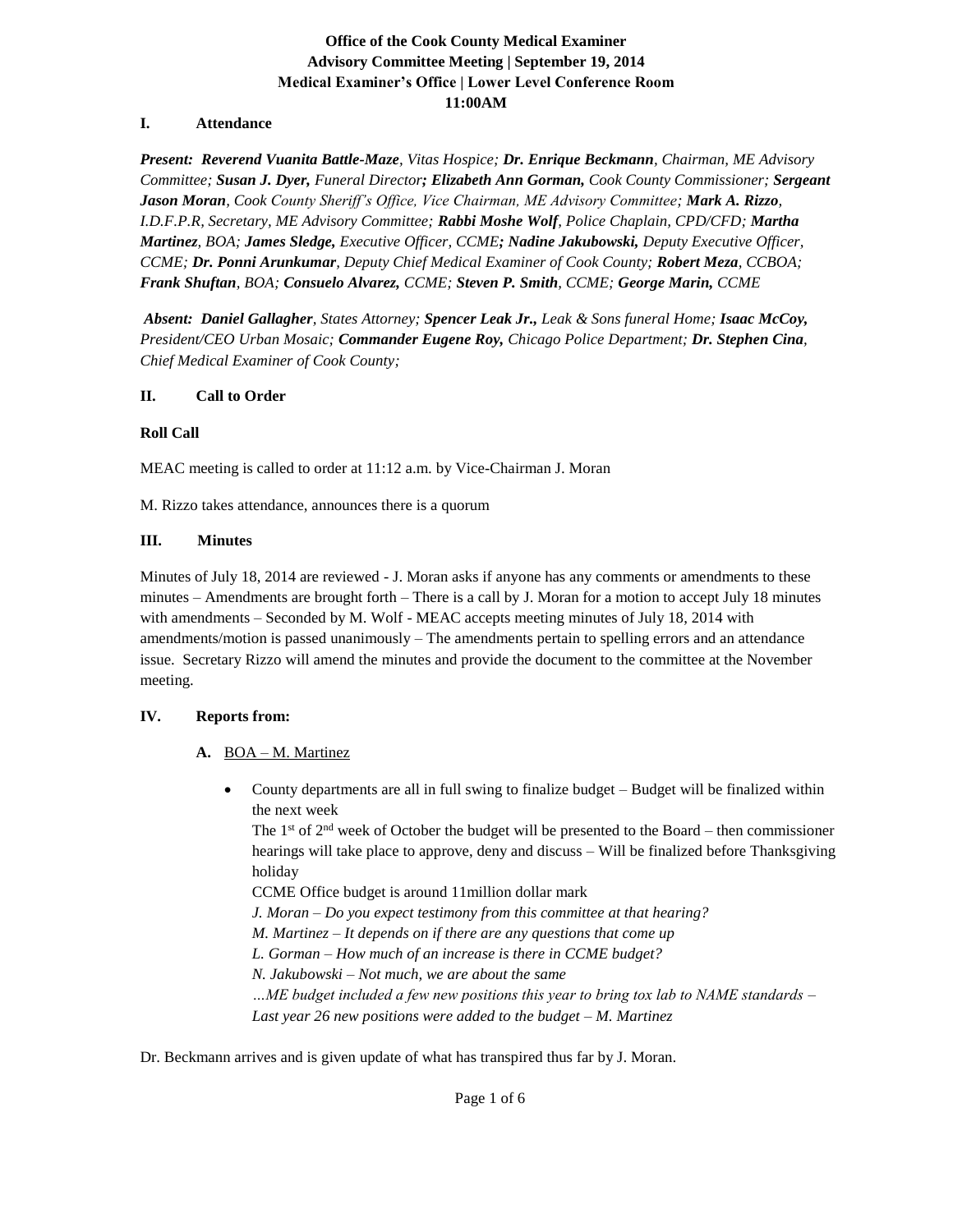**Office of the Cook County Medical Examiner**
**Advisory Committee Meeting | September 19, 2014**
**Medical Examiner's Office | Lower Level Conference Room**
**11:00AM**

## I. Attendance

***Present: Reverend Vuanita Battle-Maze****, Vitas Hospice;* ***Dr. Enrique Beckmann****, Chairman, ME Advisory Committee;* ***Susan J. Dyer,*** *Funeral Director****; Elizabeth Ann Gorman,*** *Cook County Commissioner;* ***Sergeant Jason Moran****, Cook County Sheriff's Office, Vice Chairman, ME Advisory Committee;* ***Mark A. Rizzo****, I.D.F.P.R, Secretary, ME Advisory Committee;* ***Rabbi Moshe Wolf****, Police Chaplain, CPD/CFD;* ***Martha Martinez****, BOA;* ***James Sledge,*** *Executive Officer, CCME****; Nadine Jakubowski,*** *Deputy Executive Officer, CCME;* ***Dr. Ponni Arunkumar****, Deputy Chief Medical Examiner of Cook County;* ***Robert Meza****, CCBOA;* ***Frank Shuftan****, BOA;* ***Consuelo Alvarez,*** *CCME;* ***Steven P. Smith****, CCME;* ***George Marin,*** *CCME*

***Absent: Daniel Gallagher****, States Attorney;* ***Spencer Leak Jr.,*** *Leak & Sons funeral Home;* ***Isaac McCoy,*** *President/CEO Urban Mosaic;* ***Commander Eugene Roy,*** *Chicago Police Department;* ***Dr. Stephen Cina****, Chief Medical Examiner of Cook County;*

## II. Call to Order

**Roll Call**

MEAC meeting is called to order at 11:12 a.m. by Vice-Chairman J. Moran

M. Rizzo takes attendance, announces there is a quorum

## III. Minutes

Minutes of July 18, 2014 are reviewed - J. Moran asks if anyone has any comments or amendments to these minutes – Amendments are brought forth – There is a call by J. Moran for a motion to accept July 18 minutes with amendments – Seconded by M. Wolf - MEAC accepts meeting minutes of July 18, 2014 with amendments/motion is passed unanimously – The amendments pertain to spelling errors and an attendance issue. Secretary Rizzo will amend the minutes and provide the document to the committee at the November meeting.

## IV. Reports from:

**A.** BOA – M. Martinez

- County departments are all in full swing to finalize budget – Budget will be finalized within the next week
  The 1st of 2nd week of October the budget will be presented to the Board – then commissioner hearings will take place to approve, deny and discuss – Will be finalized before Thanksgiving holiday
  CCME Office budget is around 11million dollar mark
  *J. Moran – Do you expect testimony from this committee at that hearing?*
  *M. Martinez – It depends on if there are any questions that come up*
  *L. Gorman – How much of an increase is there in CCME budget?*
  *N. Jakubowski – Not much, we are about the same*
  *…ME budget included a few new positions this year to bring tox lab to NAME standards – Last year 26 new positions were added to the budget – M. Martinez*

Dr. Beckmann arrives and is given update of what has transpired thus far by J. Moran.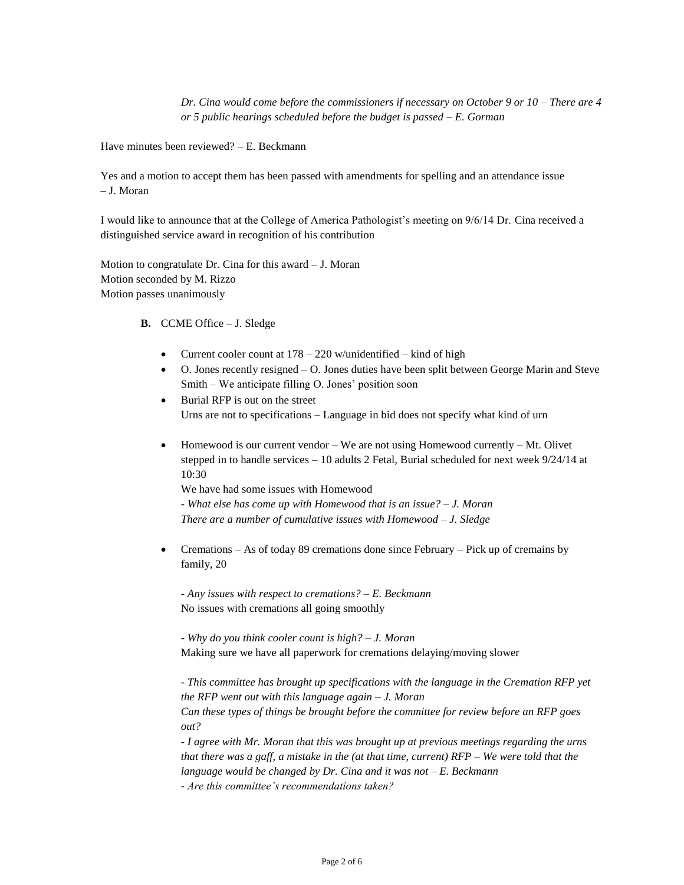*Dr. Cina would come before the commissioners if necessary on October 9 or 10 – There are 4 or 5 public hearings scheduled before the budget is passed – E. Gorman*

Have minutes been reviewed? – E. Beckmann

Yes and a motion to accept them has been passed with amendments for spelling and an attendance issue – J. Moran

I would like to announce that at the College of America Pathologist's meeting on 9/6/14 Dr. Cina received a distinguished service award in recognition of his contribution

Motion to congratulate Dr. Cina for this award – J. Moran
Motion seconded by M. Rizzo
Motion passes unanimously

**B.** CCME Office – J. Sledge

- Current cooler count at 178 – 220 w/unidentified – kind of high
- O. Jones recently resigned – O. Jones duties have been split between George Marin and Steve Smith – We anticipate filling O. Jones' position soon
- Burial RFP is out on the street
  Urns are not to specifications – Language in bid does not specify what kind of urn

- Homewood is our current vendor – We are not using Homewood currently – Mt. Olivet stepped in to handle services – 10 adults 2 Fetal, Burial scheduled for next week 9/24/14 at 10:30
  We have had some issues with Homewood
  *- What else has come up with Homewood that is an issue? – J. Moran*
  *There are a number of cumulative issues with Homewood – J. Sledge*

- Cremations – As of today 89 cremations done since February – Pick up of cremains by family, 20

  *- Any issues with respect to cremations? – E. Beckmann*
  No issues with cremations all going smoothly

  *- Why do you think cooler count is high? – J. Moran*
  Making sure we have all paperwork for cremations delaying/moving slower

  *- This committee has brought up specifications with the language in the Cremation RFP yet the RFP went out with this language again – J. Moran*
  *Can these types of things be brought before the committee for review before an RFP goes out?*
  *- I agree with Mr. Moran that this was brought up at previous meetings regarding the urns that there was a gaff, a mistake in the (at that time, current) RFP – We were told that the language would be changed by Dr. Cina and it was not – E. Beckmann*
  *- Are this committee's recommendations taken?*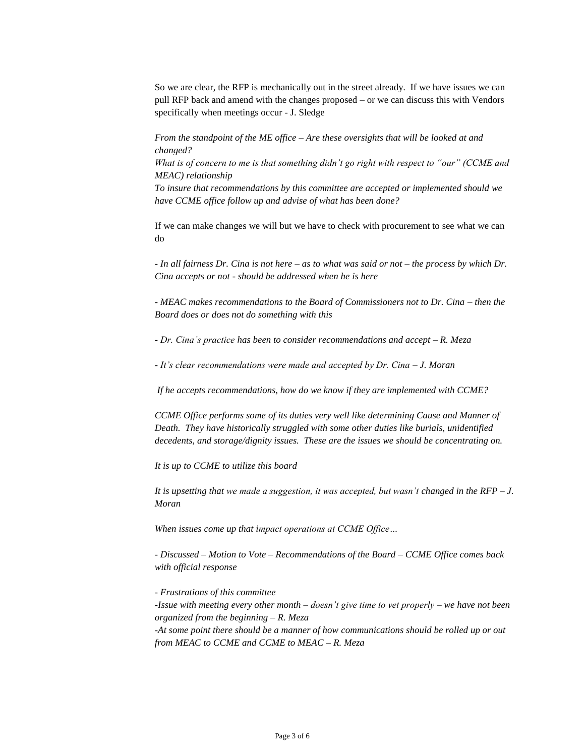So we are clear, the RFP is mechanically out in the street already. If we have issues we can pull RFP back and amend with the changes proposed – or we can discuss this with Vendors specifically when meetings occur - J. Sledge

*From the standpoint of the ME office – Are these oversights that will be looked at and changed?*
*What is of concern to me is that something didn't go right with respect to "our" (CCME and MEAC) relationship*
*To insure that recommendations by this committee are accepted or implemented should we have CCME office follow up and advise of what has been done?*

If we can make changes we will but we have to check with procurement to see what we can do

*- In all fairness Dr. Cina is not here – as to what was said or not – the process by which Dr. Cina accepts or not - should be addressed when he is here*

*- MEAC makes recommendations to the Board of Commissioners not to Dr. Cina – then the Board does or does not do something with this*

*- Dr. Cina's practice has been to consider recommendations and accept – R. Meza*

*- It's clear recommendations were made and accepted by Dr. Cina – J. Moran*

*If he accepts recommendations, how do we know if they are implemented with CCME?*

*CCME Office performs some of its duties very well like determining Cause and Manner of Death. They have historically struggled with some other duties like burials, unidentified decedents, and storage/dignity issues. These are the issues we should be concentrating on.*

*It is up to CCME to utilize this board*

*It is upsetting that we made a suggestion, it was accepted, but wasn't changed in the RFP – J. Moran*

*When issues come up that impact operations at CCME Office…*

*- Discussed – Motion to Vote – Recommendations of the Board – CCME Office comes back with official response*

*- Frustrations of this committee*
*-Issue with meeting every other month – doesn't give time to vet properly – we have not been organized from the beginning – R. Meza*
*-At some point there should be a manner of how communications should be rolled up or out from MEAC to CCME and CCME to MEAC – R. Meza*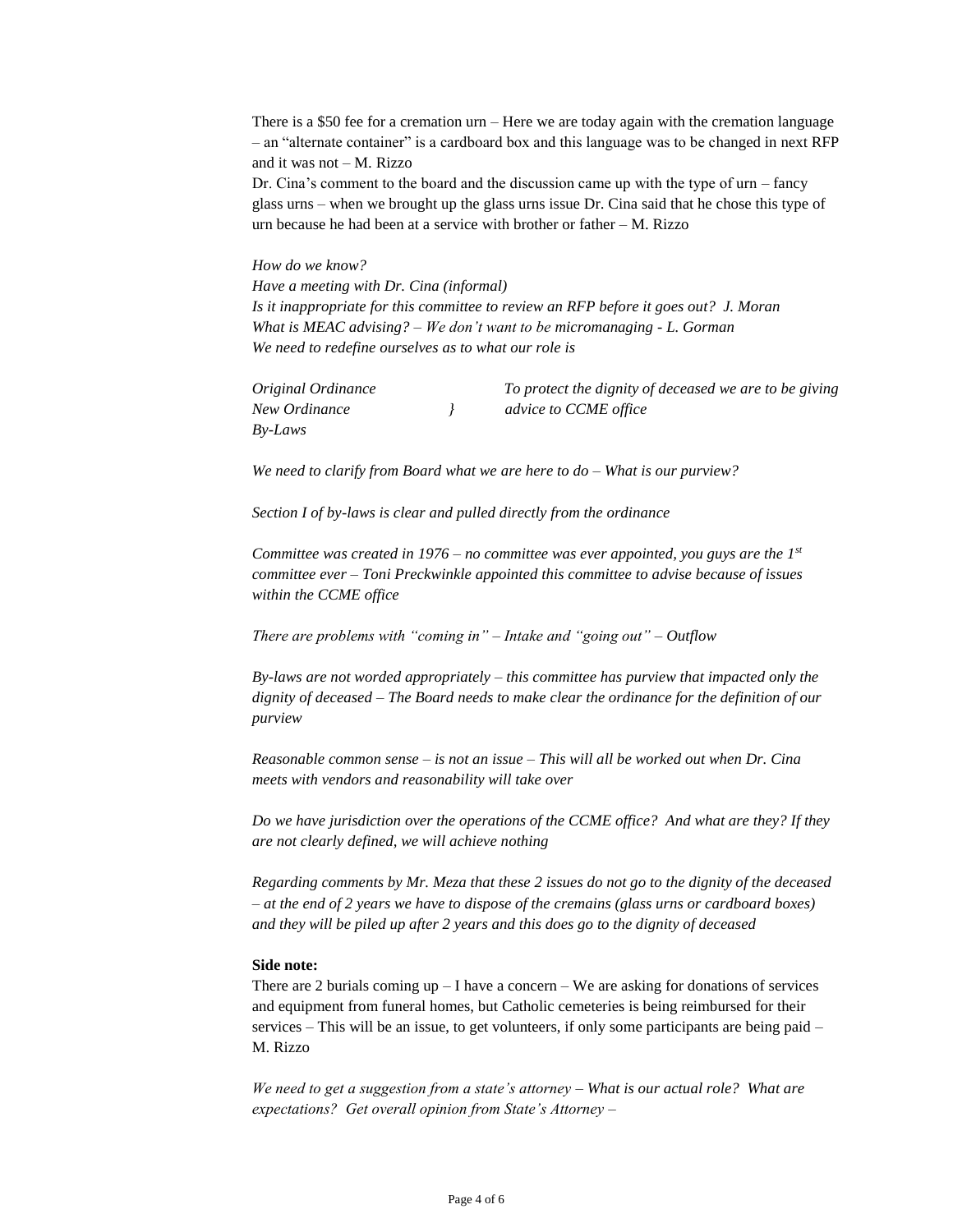There is a $50 fee for a cremation urn – Here we are today again with the cremation language – an "alternate container" is a cardboard box and this language was to be changed in next RFP and it was not – M. Rizzo

Dr. Cina's comment to the board and the discussion came up with the type of urn – fancy glass urns – when we brought up the glass urns issue Dr. Cina said that he chose this type of urn because he had been at a service with brother or father – M. Rizzo

*How do we know?*
*Have a meeting with Dr. Cina (informal)*
*Is it inappropriate for this committee to review an RFP before it goes out? J. Moran*
*What is MEAC advising? – We don't want to be micromanaging - L. Gorman*
*We need to redefine ourselves as to what our role is*

*Original Ordinance* &nbsp;&nbsp;&nbsp;&nbsp;&nbsp;&nbsp;&nbsp;&nbsp; *To protect the dignity of deceased we are to be giving*
*New Ordinance* &nbsp;&nbsp;&nbsp; *}* &nbsp;&nbsp;&nbsp; *advice to CCME office*
*By-Laws*

*We need to clarify from Board what we are here to do – What is our purview?*

*Section I of by-laws is clear and pulled directly from the ordinance*

*Committee was created in 1976 – no committee was ever appointed, you guys are the 1st committee ever – Toni Preckwinkle appointed this committee to advise because of issues within the CCME office*

*There are problems with "coming in" – Intake and "going out" – Outflow*

*By-laws are not worded appropriately – this committee has purview that impacted only the dignity of deceased – The Board needs to make clear the ordinance for the definition of our purview*

*Reasonable common sense – is not an issue – This will all be worked out when Dr. Cina meets with vendors and reasonability will take over*

*Do we have jurisdiction over the operations of the CCME office? And what are they? If they are not clearly defined, we will achieve nothing*

*Regarding comments by Mr. Meza that these 2 issues do not go to the dignity of the deceased – at the end of 2 years we have to dispose of the cremains (glass urns or cardboard boxes) and they will be piled up after 2 years and this does go to the dignity of deceased*

**Side note:**
There are 2 burials coming up – I have a concern – We are asking for donations of services and equipment from funeral homes, but Catholic cemeteries is being reimbursed for their services – This will be an issue, to get volunteers, if only some participants are being paid – M. Rizzo

*We need to get a suggestion from a state's attorney – What is our actual role? What are expectations? Get overall opinion from State's Attorney –*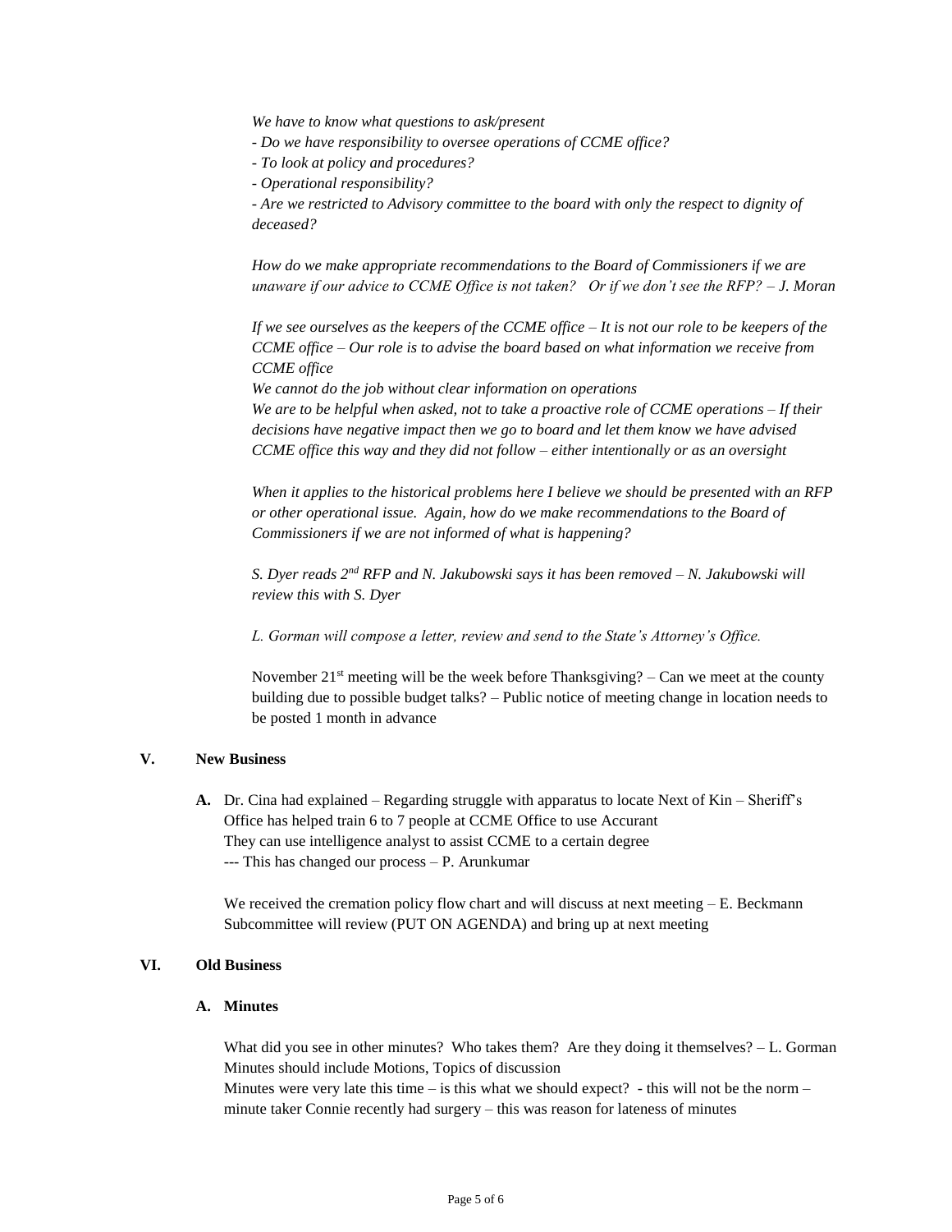*We have to know what questions to ask/present*
*- Do we have responsibility to oversee operations of CCME office?*
*- To look at policy and procedures?*
*- Operational responsibility?*
*- Are we restricted to Advisory committee to the board with only the respect to dignity of deceased?*

*How do we make appropriate recommendations to the Board of Commissioners if we are unaware if our advice to CCME Office is not taken? Or if we don't see the RFP? – J. Moran*

*If we see ourselves as the keepers of the CCME office – It is not our role to be keepers of the CCME office – Our role is to advise the board based on what information we receive from CCME office*
*We cannot do the job without clear information on operations*
*We are to be helpful when asked, not to take a proactive role of CCME operations – If their decisions have negative impact then we go to board and let them know we have advised CCME office this way and they did not follow – either intentionally or as an oversight*

*When it applies to the historical problems here I believe we should be presented with an RFP or other operational issue. Again, how do we make recommendations to the Board of Commissioners if we are not informed of what is happening?*

*S. Dyer reads 2nd RFP and N. Jakubowski says it has been removed – N. Jakubowski will review this with S. Dyer*

*L. Gorman will compose a letter, review and send to the State's Attorney's Office.*

November 21st meeting will be the week before Thanksgiving? – Can we meet at the county building due to possible budget talks? – Public notice of meeting change in location needs to be posted 1 month in advance

## V. New Business

**A.** Dr. Cina had explained – Regarding struggle with apparatus to locate Next of Kin – Sheriff's Office has helped train 6 to 7 people at CCME Office to use Accurant
They can use intelligence analyst to assist CCME to a certain degree
--- This has changed our process – P. Arunkumar

We received the cremation policy flow chart and will discuss at next meeting – E. Beckmann
Subcommittee will review (PUT ON AGENDA) and bring up at next meeting

## VI. Old Business

### A. Minutes

What did you see in other minutes? Who takes them? Are they doing it themselves? – L. Gorman
Minutes should include Motions, Topics of discussion
Minutes were very late this time – is this what we should expect? - this will not be the norm – minute taker Connie recently had surgery – this was reason for lateness of minutes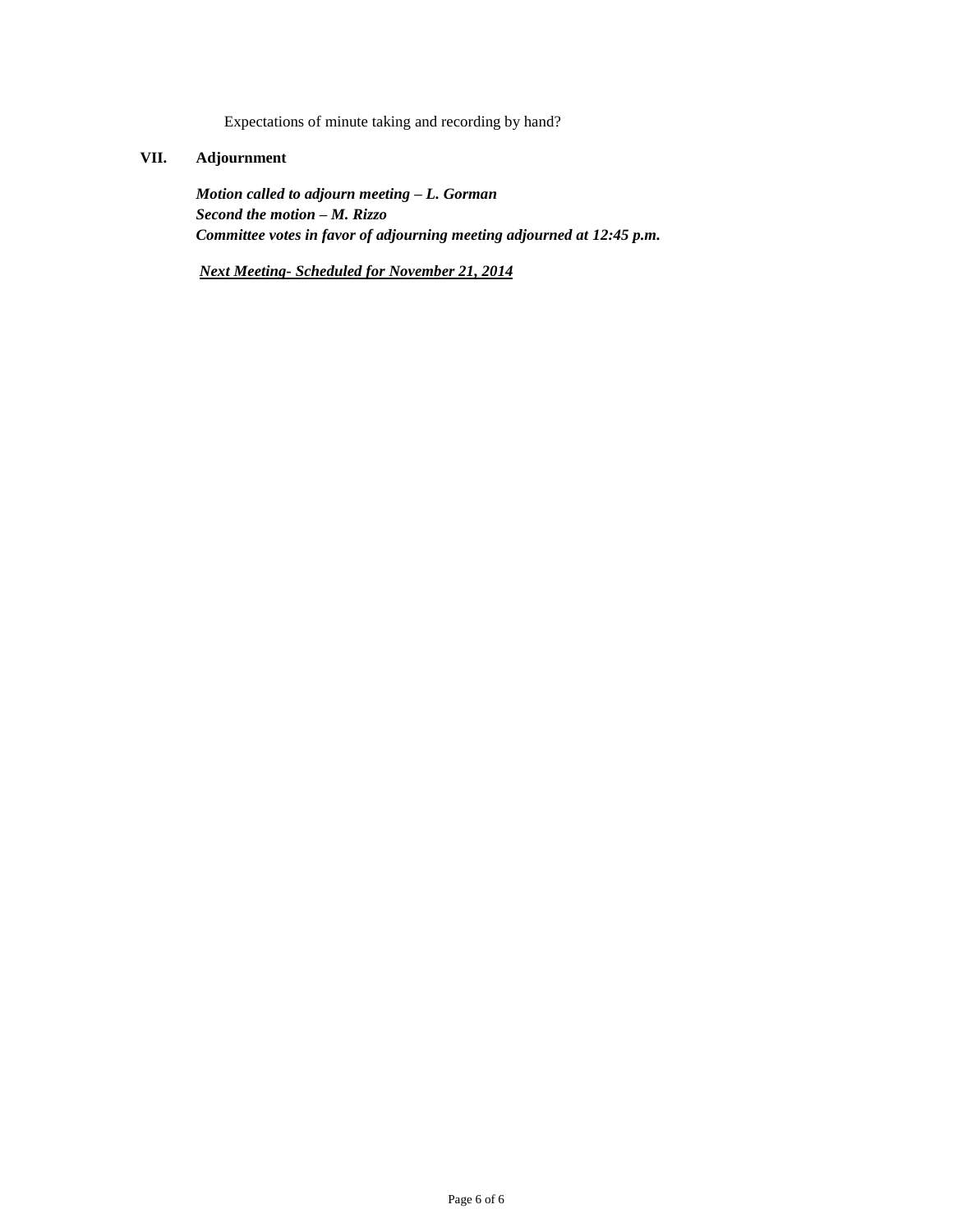Expectations of minute taking and recording by hand?

## VII. Adjournment

***Motion called to adjourn meeting – L. Gorman***
***Second the motion – M. Rizzo***
***Committee votes in favor of adjourning meeting adjourned at 12:45 p.m.***

***<u>Next Meeting- Scheduled for November 21, 2014</u>***